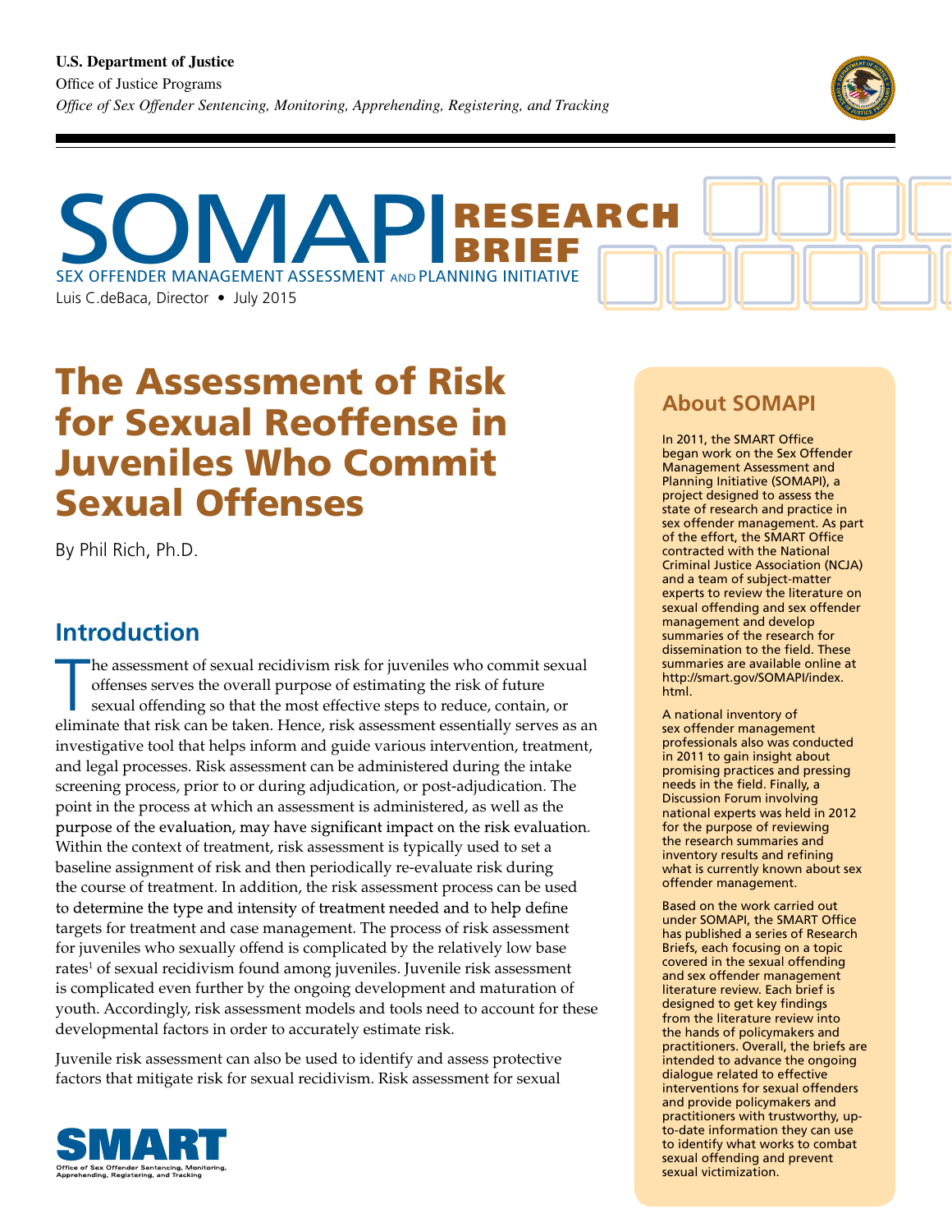U.S. Department of Justice
Office of Justice Programs
*Office of Sex Offender Sentencing, Monitoring, Apprehending, Registering, and Tracking*

# SOMAPI RESEARCH BRIEF

SEX OFFENDER MANAGEMENT ASSESSMENT AND PLANNING INITIATIVE

Luis C.deBaca, Director • July 2015

# The Assessment of Risk for Sexual Reoffense in Juveniles Who Commit Sexual Offenses

By Phil Rich, Ph.D.

## Introduction

The assessment of sexual recidivism risk for juveniles who commit sexual offenses serves the overall purpose of estimating the risk of future sexual offending so that the most effective steps to reduce, contain, or eliminate that risk can be taken. Hence, risk assessment essentially serves as an investigative tool that helps inform and guide various intervention, treatment, and legal processes. Risk assessment can be administered during the intake screening process, prior to or during adjudication, or post-adjudication. The point in the process at which an assessment is administered, as well as the purpose of the evaluation, may have significant impact on the risk evaluation. Within the context of treatment, risk assessment is typically used to set a baseline assignment of risk and then periodically re-evaluate risk during the course of treatment. In addition, the risk assessment process can be used to determine the type and intensity of treatment needed and to help define targets for treatment and case management. The process of risk assessment for juveniles who sexually offend is complicated by the relatively low base rates[1] of sexual recidivism found among juveniles. Juvenile risk assessment is complicated even further by the ongoing development and maturation of youth. Accordingly, risk assessment models and tools need to account for these developmental factors in order to accurately estimate risk.

Juvenile risk assessment can also be used to identify and assess protective factors that mitigate risk for sexual recidivism. Risk assessment for sexual

## About SOMAPI

In 2011, the SMART Office began work on the Sex Offender Management Assessment and Planning Initiative (SOMAPI), a project designed to assess the state of research and practice in sex offender management. As part of the effort, the SMART Office contracted with the National Criminal Justice Association (NCJA) and a team of subject-matter experts to review the literature on sexual offending and sex offender management and develop summaries of the research for dissemination to the field. These summaries are available online at http://smart.gov/SOMAPI/index.html.

A national inventory of sex offender management professionals also was conducted in 2011 to gain insight about promising practices and pressing needs in the field. Finally, a Discussion Forum involving national experts was held in 2012 for the purpose of reviewing the research summaries and inventory results and refining what is currently known about sex offender management.

Based on the work carried out under SOMAPI, the SMART Office has published a series of Research Briefs, each focusing on a topic covered in the sexual offending and sex offender management literature review. Each brief is designed to get key findings from the literature review into the hands of policymakers and practitioners. Overall, the briefs are intended to advance the ongoing dialogue related to effective interventions for sexual offenders and provide policymakers and practitioners with trustworthy, up-to-date information they can use to identify what works to combat sexual offending and prevent sexual victimization.

SMART
Office of Sex Offender Sentencing, Monitoring, Apprehending, Registering, and Tracking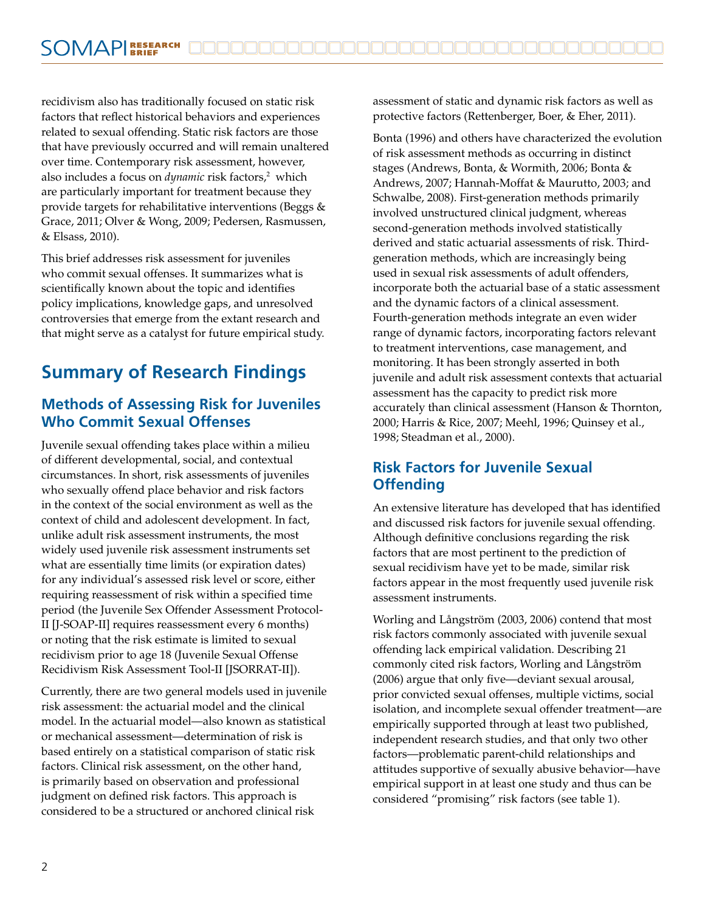recidivism also has traditionally focused on static risk factors that reflect historical behaviors and experiences related to sexual offending. Static risk factors are those that have previously occurred and will remain unaltered over time. Contemporary risk assessment, however, also includes a focus on *dynamic* risk factors,[2] which are particularly important for treatment because they provide targets for rehabilitative interventions (Beggs & Grace, 2011; Olver & Wong, 2009; Pedersen, Rasmussen, & Elsass, 2010).

This brief addresses risk assessment for juveniles who commit sexual offenses. It summarizes what is scientifically known about the topic and identifies policy implications, knowledge gaps, and unresolved controversies that emerge from the extant research and that might serve as a catalyst for future empirical study.

## Summary of Research Findings

### Methods of Assessing Risk for Juveniles Who Commit Sexual Offenses

Juvenile sexual offending takes place within a milieu of different developmental, social, and contextual circumstances. In short, risk assessments of juveniles who sexually offend place behavior and risk factors in the context of the social environment as well as the context of child and adolescent development. In fact, unlike adult risk assessment instruments, the most widely used juvenile risk assessment instruments set what are essentially time limits (or expiration dates) for any individual's assessed risk level or score, either requiring reassessment of risk within a specified time period (the Juvenile Sex Offender Assessment Protocol-II [J-SOAP-II] requires reassessment every 6 months) or noting that the risk estimate is limited to sexual recidivism prior to age 18 (Juvenile Sexual Offense Recidivism Risk Assessment Tool-II [JSORRAT-II]).

Currently, there are two general models used in juvenile risk assessment: the actuarial model and the clinical model. In the actuarial model—also known as statistical or mechanical assessment—determination of risk is based entirely on a statistical comparison of static risk factors. Clinical risk assessment, on the other hand, is primarily based on observation and professional judgment on defined risk factors. This approach is considered to be a structured or anchored clinical risk assessment of static and dynamic risk factors as well as protective factors (Rettenberger, Boer, & Eher, 2011).

Bonta (1996) and others have characterized the evolution of risk assessment methods as occurring in distinct stages (Andrews, Bonta, & Wormith, 2006; Bonta & Andrews, 2007; Hannah-Moffat & Maurutto, 2003; and Schwalbe, 2008). First-generation methods primarily involved unstructured clinical judgment, whereas second-generation methods involved statistically derived and static actuarial assessments of risk. Third-generation methods, which are increasingly being used in sexual risk assessments of adult offenders, incorporate both the actuarial base of a static assessment and the dynamic factors of a clinical assessment. Fourth-generation methods integrate an even wider range of dynamic factors, incorporating factors relevant to treatment interventions, case management, and monitoring. It has been strongly asserted in both juvenile and adult risk assessment contexts that actuarial assessment has the capacity to predict risk more accurately than clinical assessment (Hanson & Thornton, 2000; Harris & Rice, 2007; Meehl, 1996; Quinsey et al., 1998; Steadman et al., 2000).

### Risk Factors for Juvenile Sexual Offending

An extensive literature has developed that has identified and discussed risk factors for juvenile sexual offending. Although definitive conclusions regarding the risk factors that are most pertinent to the prediction of sexual recidivism have yet to be made, similar risk factors appear in the most frequently used juvenile risk assessment instruments.

Worling and Långström (2003, 2006) contend that most risk factors commonly associated with juvenile sexual offending lack empirical validation. Describing 21 commonly cited risk factors, Worling and Långström (2006) argue that only five—deviant sexual arousal, prior convicted sexual offenses, multiple victims, social isolation, and incomplete sexual offender treatment—are empirically supported through at least two published, independent research studies, and that only two other factors—problematic parent-child relationships and attitudes supportive of sexually abusive behavior—have empirical support in at least one study and thus can be considered "promising" risk factors (see table 1).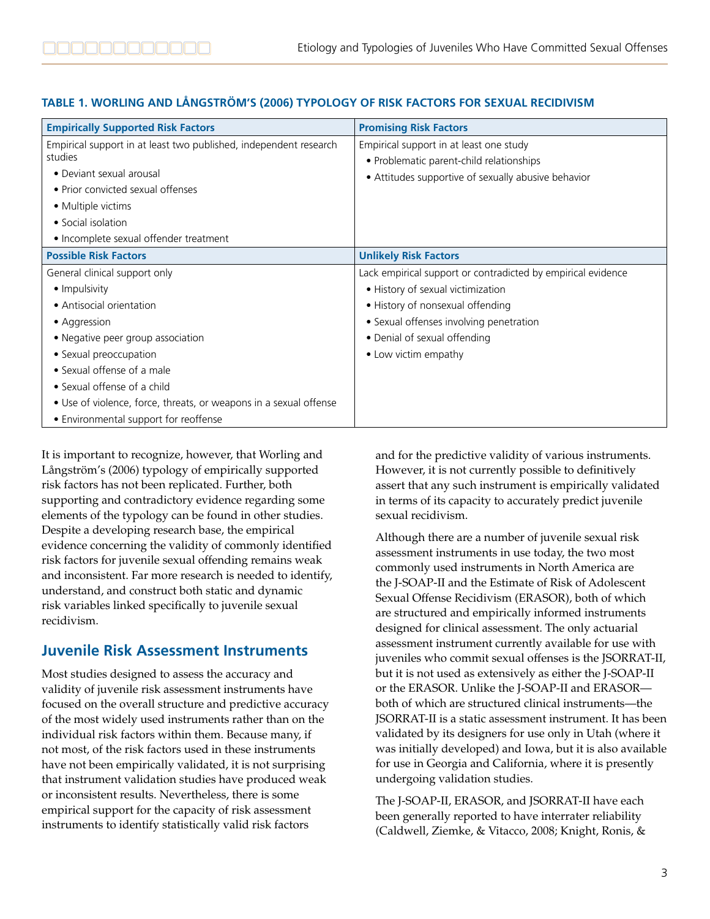**TABLE 1. WORLING AND LÅNGSTRÖM'S (2006) TYPOLOGY OF RISK FACTORS FOR SEXUAL RECIDIVISM**

| Empirically Supported Risk Factors | Promising Risk Factors |
|---|---|
| Empirical support in at least two published, independent research studies<br>• Deviant sexual arousal<br>• Prior convicted sexual offenses<br>• Multiple victims<br>• Social isolation<br>• Incomplete sexual offender treatment | Empirical support in at least one study<br>• Problematic parent-child relationships<br>• Attitudes supportive of sexually abusive behavior |
| **Possible Risk Factors** | **Unlikely Risk Factors** |
| General clinical support only<br>• Impulsivity<br>• Antisocial orientation<br>• Aggression<br>• Negative peer group association<br>• Sexual preoccupation<br>• Sexual offense of a male<br>• Sexual offense of a child<br>• Use of violence, force, threats, or weapons in a sexual offense<br>• Environmental support for reoffense | Lack empirical support or contradicted by empirical evidence<br>• History of sexual victimization<br>• History of nonsexual offending<br>• Sexual offenses involving penetration<br>• Denial of sexual offending<br>• Low victim empathy |

It is important to recognize, however, that Worling and Långström's (2006) typology of empirically supported risk factors has not been replicated. Further, both supporting and contradictory evidence regarding some elements of the typology can be found in other studies. Despite a developing research base, the empirical evidence concerning the validity of commonly identified risk factors for juvenile sexual offending remains weak and inconsistent. Far more research is needed to identify, understand, and construct both static and dynamic risk variables linked specifically to juvenile sexual recidivism.

## Juvenile Risk Assessment Instruments

Most studies designed to assess the accuracy and validity of juvenile risk assessment instruments have focused on the overall structure and predictive accuracy of the most widely used instruments rather than on the individual risk factors within them. Because many, if not most, of the risk factors used in these instruments have not been empirically validated, it is not surprising that instrument validation studies have produced weak or inconsistent results. Nevertheless, there is some empirical support for the capacity of risk assessment instruments to identify statistically valid risk factors and for the predictive validity of various instruments. However, it is not currently possible to definitively assert that any such instrument is empirically validated in terms of its capacity to accurately predict juvenile sexual recidivism.

Although there are a number of juvenile sexual risk assessment instruments in use today, the two most commonly used instruments in North America are the J-SOAP-II and the Estimate of Risk of Adolescent Sexual Offense Recidivism (ERASOR), both of which are structured and empirically informed instruments designed for clinical assessment. The only actuarial assessment instrument currently available for use with juveniles who commit sexual offenses is the JSORRAT-II, but it is not used as extensively as either the J-SOAP-II or the ERASOR. Unlike the J-SOAP-II and ERASOR—both of which are structured clinical instruments—the JSORRAT-II is a static assessment instrument. It has been validated by its designers for use only in Utah (where it was initially developed) and Iowa, but it is also available for use in Georgia and California, where it is presently undergoing validation studies.

The J-SOAP-II, ERASOR, and JSORRAT-II have each been generally reported to have interrater reliability (Caldwell, Ziemke, & Vitacco, 2008; Knight, Ronis, &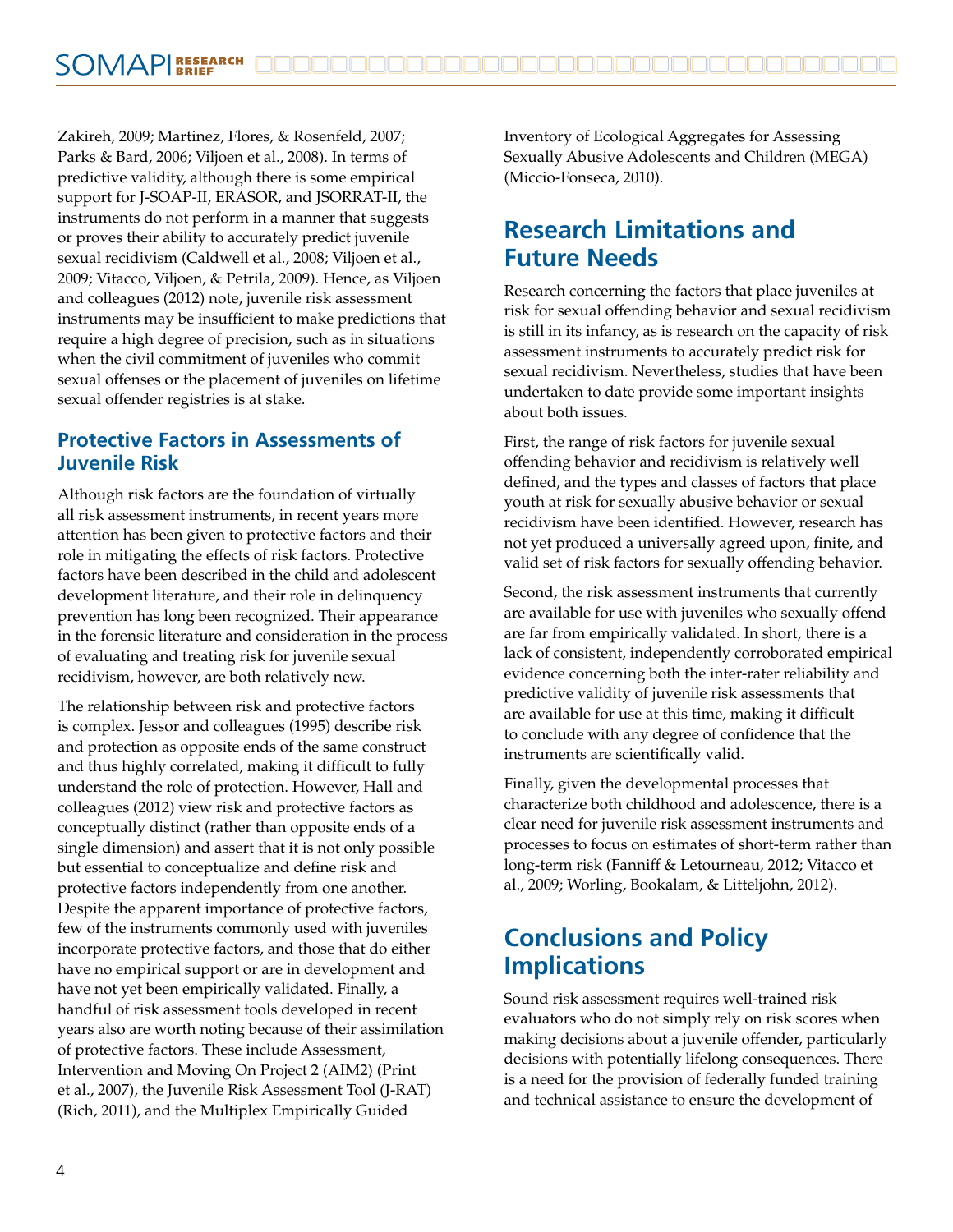Zakireh, 2009; Martinez, Flores, & Rosenfeld, 2007; Parks & Bard, 2006; Viljoen et al., 2008). In terms of predictive validity, although there is some empirical support for J-SOAP-II, ERASOR, and JSORRAT-II, the instruments do not perform in a manner that suggests or proves their ability to accurately predict juvenile sexual recidivism (Caldwell et al., 2008; Viljoen et al., 2009; Vitacco, Viljoen, & Petrila, 2009). Hence, as Viljoen and colleagues (2012) note, juvenile risk assessment instruments may be insufficient to make predictions that require a high degree of precision, such as in situations when the civil commitment of juveniles who commit sexual offenses or the placement of juveniles on lifetime sexual offender registries is at stake.

### Protective Factors in Assessments of Juvenile Risk

Although risk factors are the foundation of virtually all risk assessment instruments, in recent years more attention has been given to protective factors and their role in mitigating the effects of risk factors. Protective factors have been described in the child and adolescent development literature, and their role in delinquency prevention has long been recognized. Their appearance in the forensic literature and consideration in the process of evaluating and treating risk for juvenile sexual recidivism, however, are both relatively new.

The relationship between risk and protective factors is complex. Jessor and colleagues (1995) describe risk and protection as opposite ends of the same construct and thus highly correlated, making it difficult to fully understand the role of protection. However, Hall and colleagues (2012) view risk and protective factors as conceptually distinct (rather than opposite ends of a single dimension) and assert that it is not only possible but essential to conceptualize and define risk and protective factors independently from one another. Despite the apparent importance of protective factors, few of the instruments commonly used with juveniles incorporate protective factors, and those that do either have no empirical support or are in development and have not yet been empirically validated. Finally, a handful of risk assessment tools developed in recent years also are worth noting because of their assimilation of protective factors. These include Assessment, Intervention and Moving On Project 2 (AIM2) (Print et al., 2007), the Juvenile Risk Assessment Tool (J-RAT) (Rich, 2011), and the Multiplex Empirically Guided Inventory of Ecological Aggregates for Assessing Sexually Abusive Adolescents and Children (MEGA) (Miccio-Fonseca, 2010).

## Research Limitations and Future Needs

Research concerning the factors that place juveniles at risk for sexual offending behavior and sexual recidivism is still in its infancy, as is research on the capacity of risk assessment instruments to accurately predict risk for sexual recidivism. Nevertheless, studies that have been undertaken to date provide some important insights about both issues.

First, the range of risk factors for juvenile sexual offending behavior and recidivism is relatively well defined, and the types and classes of factors that place youth at risk for sexually abusive behavior or sexual recidivism have been identified. However, research has not yet produced a universally agreed upon, finite, and valid set of risk factors for sexually offending behavior.

Second, the risk assessment instruments that currently are available for use with juveniles who sexually offend are far from empirically validated. In short, there is a lack of consistent, independently corroborated empirical evidence concerning both the inter-rater reliability and predictive validity of juvenile risk assessments that are available for use at this time, making it difficult to conclude with any degree of confidence that the instruments are scientifically valid.

Finally, given the developmental processes that characterize both childhood and adolescence, there is a clear need for juvenile risk assessment instruments and processes to focus on estimates of short-term rather than long-term risk (Fanniff & Letourneau, 2012; Vitacco et al., 2009; Worling, Bookalam, & Litteljohn, 2012).

## Conclusions and Policy Implications

Sound risk assessment requires well-trained risk evaluators who do not simply rely on risk scores when making decisions about a juvenile offender, particularly decisions with potentially lifelong consequences. There is a need for the provision of federally funded training and technical assistance to ensure the development of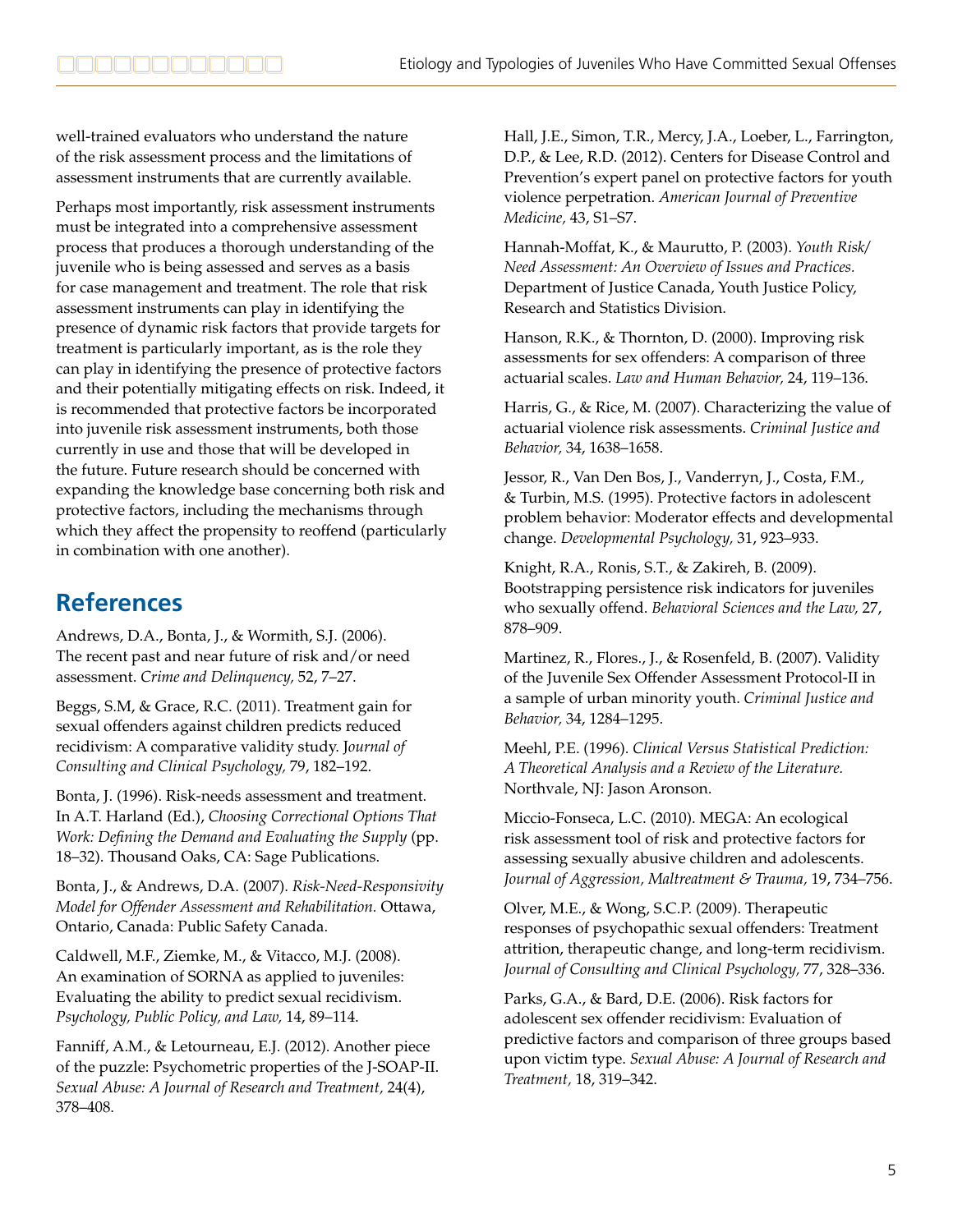well-trained evaluators who understand the nature of the risk assessment process and the limitations of assessment instruments that are currently available.

Perhaps most importantly, risk assessment instruments must be integrated into a comprehensive assessment process that produces a thorough understanding of the juvenile who is being assessed and serves as a basis for case management and treatment. The role that risk assessment instruments can play in identifying the presence of dynamic risk factors that provide targets for treatment is particularly important, as is the role they can play in identifying the presence of protective factors and their potentially mitigating effects on risk. Indeed, it is recommended that protective factors be incorporated into juvenile risk assessment instruments, both those currently in use and those that will be developed in the future. Future research should be concerned with expanding the knowledge base concerning both risk and protective factors, including the mechanisms through which they affect the propensity to reoffend (particularly in combination with one another).

## References

Andrews, D.A., Bonta, J., & Wormith, S.J. (2006). The recent past and near future of risk and/or need assessment. *Crime and Delinquency,* 52, 7–27.

Beggs, S.M, & Grace, R.C. (2011). Treatment gain for sexual offenders against children predicts reduced recidivism: A comparative validity study. J*ournal of Consulting and Clinical Psychology,* 79, 182–192.

Bonta, J. (1996). Risk-needs assessment and treatment. In A.T. Harland (Ed.), *Choosing Correctional Options That Work: Defining the Demand and Evaluating the Supply* (pp. 18–32). Thousand Oaks, CA: Sage Publications.

Bonta, J., & Andrews, D.A. (2007). *Risk-Need-Responsivity Model for Offender Assessment and Rehabilitation.* Ottawa, Ontario, Canada: Public Safety Canada.

Caldwell, M.F., Ziemke, M., & Vitacco, M.J. (2008). An examination of SORNA as applied to juveniles: Evaluating the ability to predict sexual recidivism. *Psychology, Public Policy, and Law,* 14, 89–114.

Fanniff, A.M., & Letourneau, E.J. (2012). Another piece of the puzzle: Psychometric properties of the J-SOAP-II. *Sexual Abuse: A Journal of Research and Treatment*, 24(4), 378–408.

Hall, J.E., Simon, T.R., Mercy, J.A., Loeber, L., Farrington, D.P., & Lee, R.D. (2012). Centers for Disease Control and Prevention's expert panel on protective factors for youth violence perpetration. *American Journal of Preventive Medicine,* 43, S1–S7.

Hannah-Moffat, K., & Maurutto, P. (2003). *Youth Risk/Need Assessment: An Overview of Issues and Practices.* Department of Justice Canada, Youth Justice Policy, Research and Statistics Division.

Hanson, R.K., & Thornton, D. (2000). Improving risk assessments for sex offenders: A comparison of three actuarial scales. *Law and Human Behavior,* 24, 119–136.

Harris, G., & Rice, M. (2007). Characterizing the value of actuarial violence risk assessments. *Criminal Justice and Behavior,* 34, 1638–1658.

Jessor, R., Van Den Bos, J., Vanderryn, J., Costa, F.M., & Turbin, M.S. (1995). Protective factors in adolescent problem behavior: Moderator effects and developmental change. *Developmental Psychology,* 31, 923–933.

Knight, R.A., Ronis, S.T., & Zakireh, B. (2009). Bootstrapping persistence risk indicators for juveniles who sexually offend. *Behavioral Sciences and the Law,* 27, 878–909.

Martinez, R., Flores., J., & Rosenfeld, B. (2007). Validity of the Juvenile Sex Offender Assessment Protocol-II in a sample of urban minority youth. *Criminal Justice and Behavior,* 34, 1284–1295.

Meehl, P.E. (1996). *Clinical Versus Statistical Prediction: A Theoretical Analysis and a Review of the Literature.* Northvale, NJ: Jason Aronson.

Miccio-Fonseca, L.C. (2010). MEGA: An ecological risk assessment tool of risk and protective factors for assessing sexually abusive children and adolescents. *Journal of Aggression, Maltreatment & Trauma,* 19, 734–756.

Olver, M.E., & Wong, S.C.P. (2009). Therapeutic responses of psychopathic sexual offenders: Treatment attrition, therapeutic change, and long-term recidivism. *Journal of Consulting and Clinical Psychology,* 77, 328–336.

Parks, G.A., & Bard, D.E. (2006). Risk factors for adolescent sex offender recidivism: Evaluation of predictive factors and comparison of three groups based upon victim type. *Sexual Abuse: A Journal of Research and Treatment,* 18, 319–342.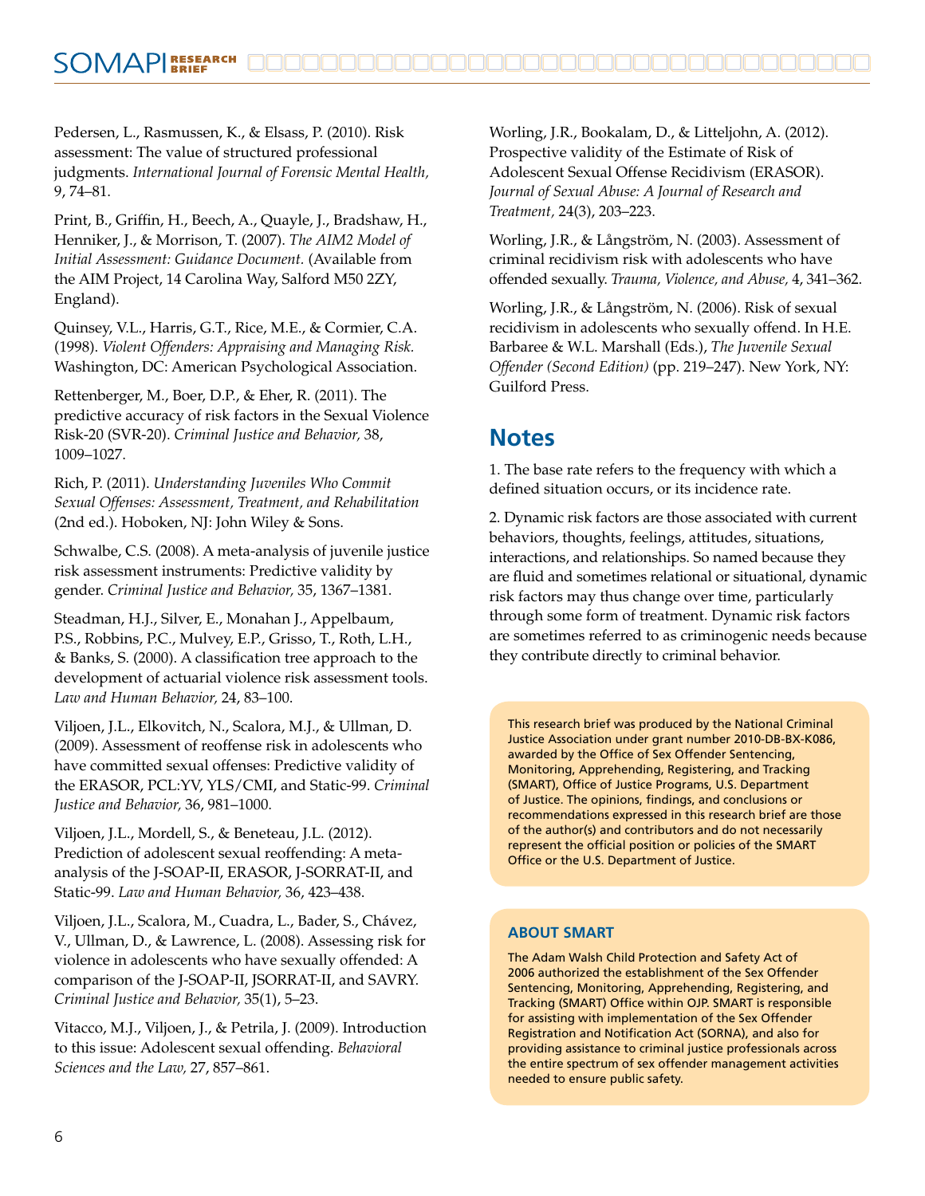Pedersen, L., Rasmussen, K., & Elsass, P. (2010). Risk assessment: The value of structured professional judgments. *International Journal of Forensic Mental Health,* 9, 74–81.

Print, B., Griffin, H., Beech, A., Quayle, J., Bradshaw, H., Henniker, J., & Morrison, T. (2007). *The AIM2 Model of Initial Assessment: Guidance Document.* (Available from the AIM Project, 14 Carolina Way, Salford M50 2ZY, England).

Quinsey, V.L., Harris, G.T., Rice, M.E., & Cormier, C.A. (1998). *Violent Offenders: Appraising and Managing Risk.* Washington, DC: American Psychological Association.

Rettenberger, M., Boer, D.P., & Eher, R. (2011). The predictive accuracy of risk factors in the Sexual Violence Risk-20 (SVR-20). *Criminal Justice and Behavior,* 38, 1009–1027.

Rich, P. (2011). *Understanding Juveniles Who Commit Sexual Offenses: Assessment, Treatment, and Rehabilitation* (2nd ed.). Hoboken, NJ: John Wiley & Sons.

Schwalbe, C.S. (2008). A meta-analysis of juvenile justice risk assessment instruments: Predictive validity by gender. *Criminal Justice and Behavior,* 35, 1367–1381.

Steadman, H.J., Silver, E., Monahan J., Appelbaum, P.S., Robbins, P.C., Mulvey, E.P., Grisso, T., Roth, L.H., & Banks, S. (2000). A classification tree approach to the development of actuarial violence risk assessment tools. *Law and Human Behavior,* 24, 83–100.

Viljoen, J.L., Elkovitch, N., Scalora, M.J., & Ullman, D. (2009). Assessment of reoffense risk in adolescents who have committed sexual offenses: Predictive validity of the ERASOR, PCL:YV, YLS/CMI, and Static-99. *Criminal Justice and Behavior,* 36, 981–1000.

Viljoen, J.L., Mordell, S., & Beneteau, J.L. (2012). Prediction of adolescent sexual reoffending: A meta-analysis of the J-SOAP-II, ERASOR, J-SORRAT-II, and Static-99. *Law and Human Behavior,* 36, 423–438.

Viljoen, J.L., Scalora, M., Cuadra, L., Bader, S., Chávez, V., Ullman, D., & Lawrence, L. (2008). Assessing risk for violence in adolescents who have sexually offended: A comparison of the J-SOAP-II, JSORRAT-II, and SAVRY. *Criminal Justice and Behavior,* 35(1), 5–23.

Vitacco, M.J., Viljoen, J., & Petrila, J. (2009). Introduction to this issue: Adolescent sexual offending. *Behavioral Sciences and the Law,* 27, 857–861.

Worling, J.R., Bookalam, D., & Litteljohn, A. (2012). Prospective validity of the Estimate of Risk of Adolescent Sexual Offense Recidivism (ERASOR). *Journal of Sexual Abuse: A Journal of Research and Treatment,* 24(3), 203–223.

Worling, J.R., & Långström, N. (2003). Assessment of criminal recidivism risk with adolescents who have offended sexually. *Trauma, Violence, and Abuse,* 4, 341–362.

Worling, J.R., & Långström, N. (2006). Risk of sexual recidivism in adolescents who sexually offend. In H.E. Barbaree & W.L. Marshall (Eds.), *The Juvenile Sexual Offender (Second Edition)* (pp. 219–247). New York, NY: Guilford Press.

## Notes

1. The base rate refers to the frequency with which a defined situation occurs, or its incidence rate.

2. Dynamic risk factors are those associated with current behaviors, thoughts, feelings, attitudes, situations, interactions, and relationships. So named because they are fluid and sometimes relational or situational, dynamic risk factors may thus change over time, particularly through some form of treatment. Dynamic risk factors are sometimes referred to as criminogenic needs because they contribute directly to criminal behavior.

This research brief was produced by the National Criminal Justice Association under grant number 2010-DB-BX-K086, awarded by the Office of Sex Offender Sentencing, Monitoring, Apprehending, Registering, and Tracking (SMART), Office of Justice Programs, U.S. Department of Justice. The opinions, findings, and conclusions or recommendations expressed in this research brief are those of the author(s) and contributors and do not necessarily represent the official position or policies of the SMART Office or the U.S. Department of Justice.

### ABOUT SMART

The Adam Walsh Child Protection and Safety Act of 2006 authorized the establishment of the Sex Offender Sentencing, Monitoring, Apprehending, Registering, and Tracking (SMART) Office within OJP. SMART is responsible for assisting with implementation of the Sex Offender Registration and Notification Act (SORNA), and also for providing assistance to criminal justice professionals across the entire spectrum of sex offender management activities needed to ensure public safety.